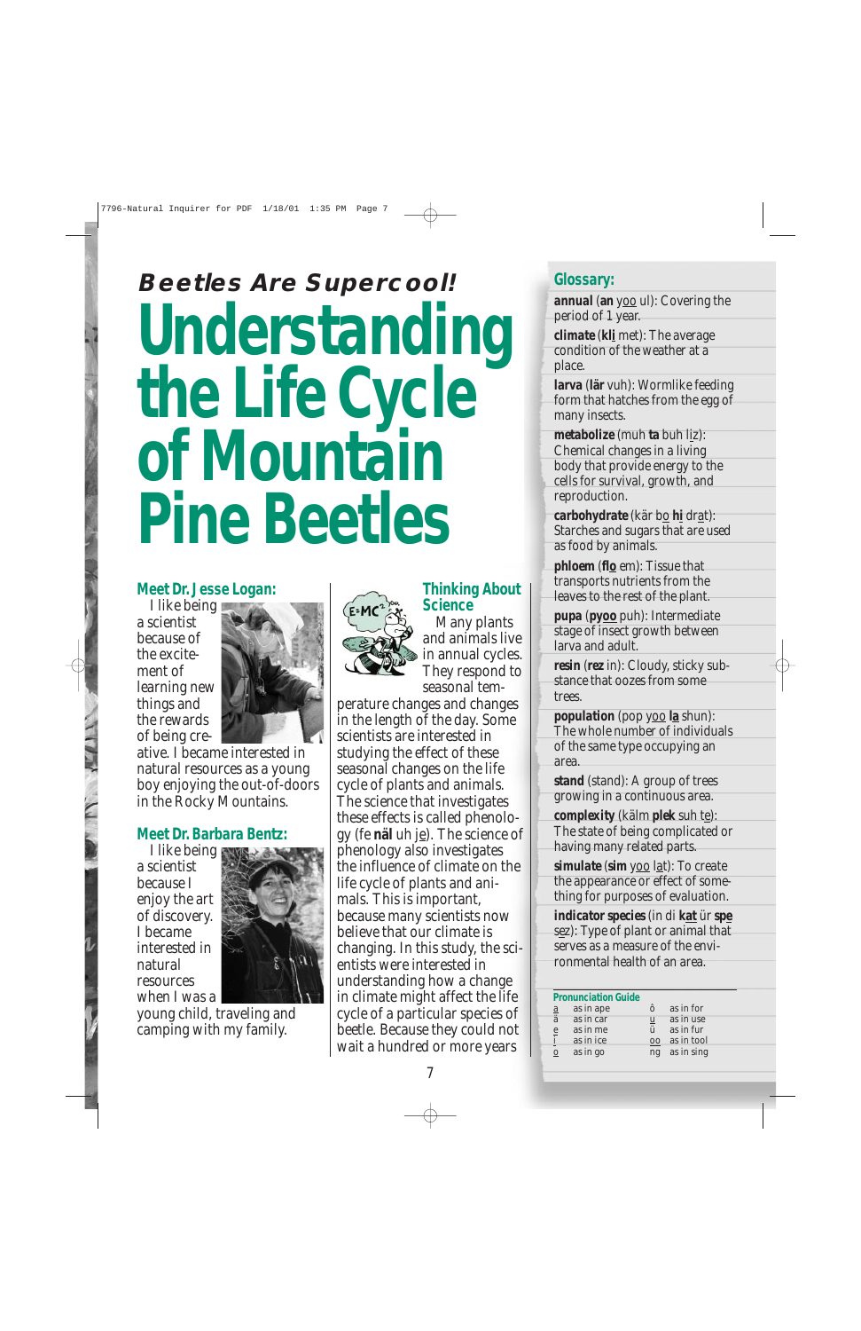**Beetles Are Supercool!**

# Understanding the Life Cycle of Mountain Pine Beetles

## Meet Dr. Jesse Logan:

I like being a scientist because of the excitement of learning new things and the rewards of being creative. I became interested in natural resources as a young boy enjoying the out-of-doors in the Rocky Mountains.

## Meet Dr. Barbara Bentz:

I like being a scientist because I enjoy the art of discovery. I became interested in natural resources when I was a young child, traveling and camping with my family.

## Thinking About Science

Many plants and animals live in annual cycles. They respond to seasonal temperature changes and changes in the length of the day. Some scientists are interested in studying the effect of these seasonal changes on the life cycle of plants and animals. The science that investigates these effects is called phenology (fe **näl** uh je). The science of phenology also investigates the influence of climate on the life cycle of plants and animals. This is important, because many scientists now believe that our climate is changing. In this study, the scientists were interested in understanding how a change in climate might affect the life cycle of a particular species of beetle. Because they could not wait a hundred or more years

## Glossary:

**annual** (**an** yoo ul): Covering the period of 1 year.

**climate** (**kli** met): The average condition of the weather at a place.

**larva** (**lär** vuh): Wormlike feeding form that hatches from the egg of many insects.

**metabolize** (muh **ta** buh liz): Chemical changes in a living body that provide energy to the cells for survival, growth, and reproduction.

**carbohydrate** (kär bo **hi** drat): Starches and sugars that are used as food by animals.

**phloem** (**flo** em): Tissue that transports nutrients from the leaves to the rest of the plant.

**pupa** (**pyoo** puh): Intermediate stage of insect growth between larva and adult.

**resin** (**rez** in): Cloudy, sticky substance that oozes from some trees.

**population** (pop yoo **la** shun): The whole number of individuals of the same type occupying an area.

**stand** (stand): A group of trees growing in a continuous area.

**complexity** (kälm **plek** suh te): The state of being complicated or having many related parts.

**simulate** (**sim** yoo lat): To create the appearance or effect of something for purposes of evaluation.

**indicator species** (in di **kat** ür **spe** sez): Type of plant or animal that serves as a measure of the environmental health of an area.

**Pronunciation Guide**

| | | | |
|---|---|---|---|
| a | as in ape | ô | as in for |
| ä | as in car | u | as in use |
| e | as in me | ü | as in fur |
| i | as in ice | oo | as in tool |
| o | as in go | ng | as in sing |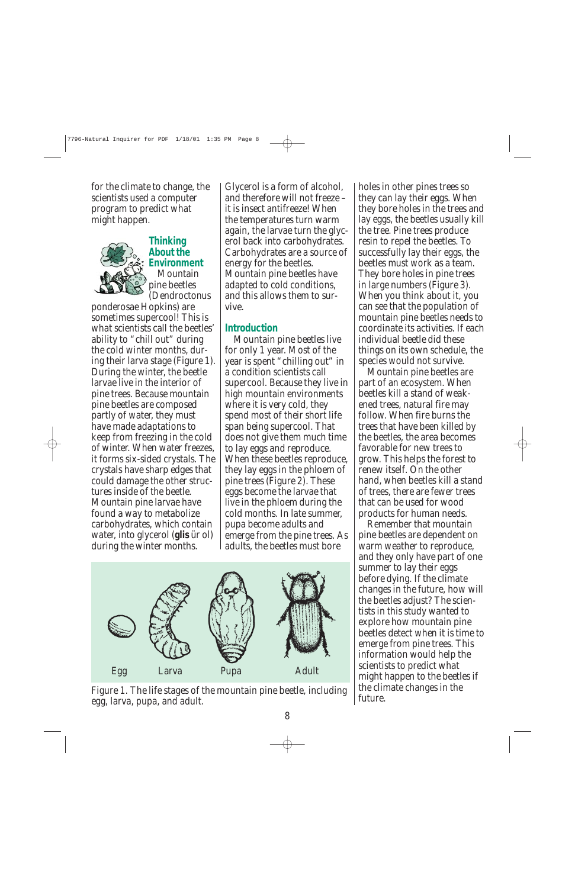for the climate to change, the scientists used a computer program to predict what might happen.

## Thinking About the Environment

Mountain pine beetles (*Dendroctonus ponderosae* Hopkins) are sometimes supercool! This is what scientists call the beetles' ability to "chill out" during the cold winter months, during their larva stage (Figure 1). During the winter, the beetle larvae live in the interior of pine trees. Because mountain pine beetles are composed partly of water, they must have made adaptations to keep from freezing in the cold of winter. When water freezes, it forms six-sided crystals. The crystals have sharp edges that could damage the other structures inside of the beetle. Mountain pine larvae have found a way to metabolize carbohydrates, which contain water, into glycerol (**glis** ūr ol) during the winter months. Glycerol is a form of alcohol, and therefore will not freeze – it is insect antifreeze! When the temperatures turn warm again, the larvae turn the glycerol back into carbohydrates. Carbohydrates are a source of energy for the beetles. Mountain pine beetles have adapted to cold conditions, and this allows them to survive.

## Introduction

Mountain pine beetles live for only 1 year. Most of the year is spent "chilling out" in a condition scientists call supercool. Because they live in high mountain environments where it is very cold, they spend most of their short life span being supercool. That does not give them much time to lay eggs and reproduce. When these beetles reproduce, they lay eggs in the phloem of pine trees (Figure 2). These eggs become the larvae that live in the phloem during the cold months. In late summer, pupa become adults and emerge from the pine trees. As adults, the beetles must bore holes in other pines trees so they can lay their eggs. When they bore holes in the trees and lay eggs, the beetles usually kill the tree. Pine trees produce resin to repel the beetles. To successfully lay their eggs, the beetles must work as a team. They bore holes in pine trees in large numbers (Figure 3). When you think about it, you can see that the population of mountain pine beetles needs to coordinate its activities. If each individual beetle did these things on its own schedule, the species would not survive.

Mountain pine beetles are part of an ecosystem. When beetles kill a stand of weakened trees, natural fire may follow. When fire burns the trees that have been killed by the beetles, the area becomes favorable for new trees to grow. This helps the forest to renew itself. On the other hand, when beetles kill a stand of trees, there are fewer trees that can be used for wood products for human needs.

Remember that mountain pine beetles are dependent on warm weather to reproduce, and they only have part of one summer to lay their eggs before dying. If the climate changes in the future, how will the beetles adjust? The scientists in this study wanted to explore how mountain pine beetles detect when it is time to emerge from pine trees. This information would help the scientists to predict what might happen to the beetles if the climate changes in the future.

Egg Larva Pupa Adult

Figure 1. The life stages of the mountain pine beetle, including egg, larva, pupa, and adult.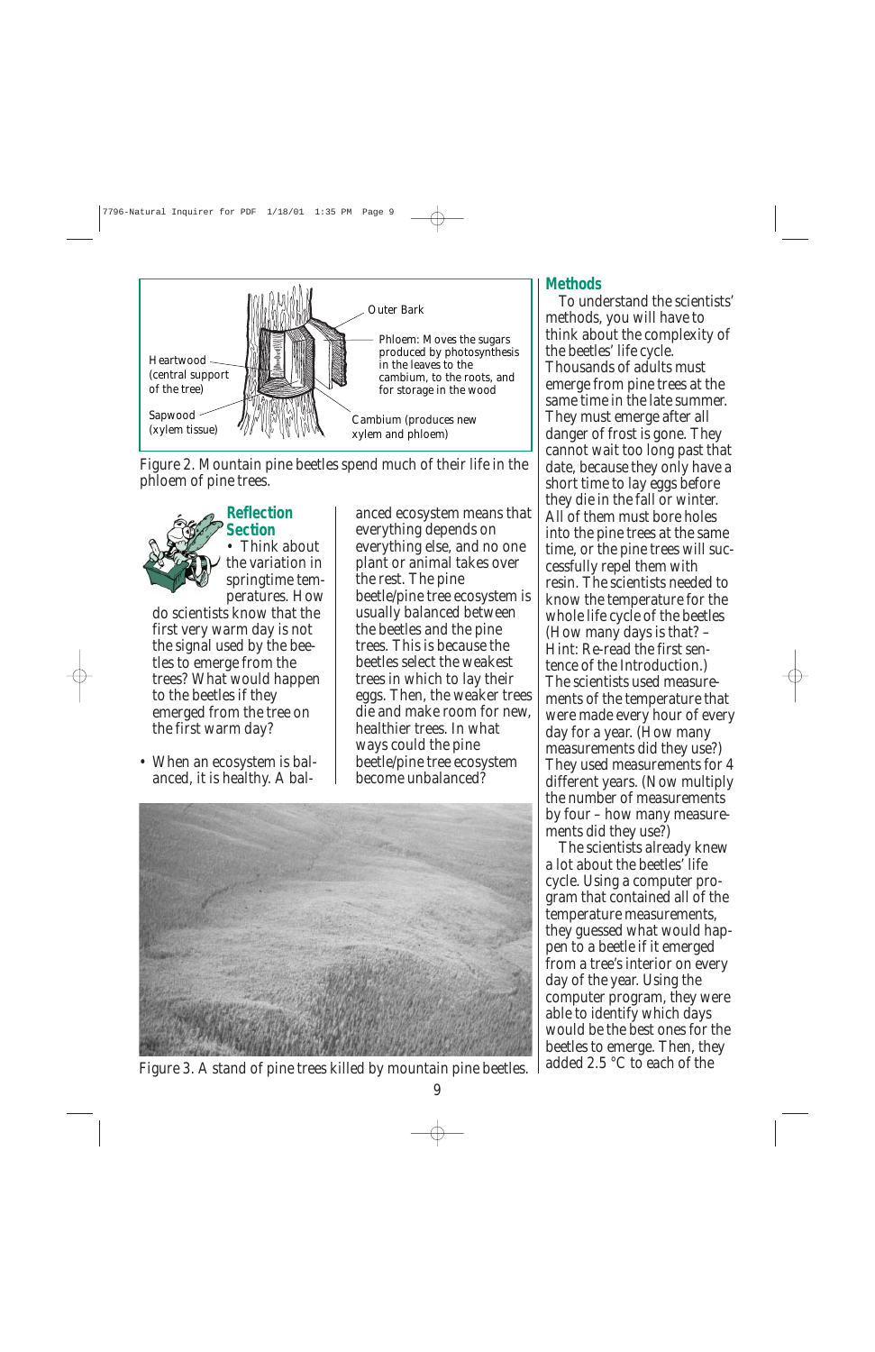Heartwood (central support of the tree)

Sapwood (xylem tissue)

Outer Bark

Phloem: Moves the sugars produced by photosynthesis in the leaves to the cambium, to the roots, and for storage in the wood

Cambium (produces new xylem and phloem)

Figure 2. Mountain pine beetles spend much of their life in the phloem of pine trees.

## Reflection Section

- Think about the variation in springtime temperatures. How do scientists know that the first very warm day is not the signal used by the beetles to emerge from the trees? What would happen to the beetles if they emerged from the tree on the first warm day?

- When an ecosystem is balanced, it is healthy. A balanced ecosystem means that everything depends on everything else, and no one plant or animal takes over the rest. The pine beetle/pine tree ecosystem is usually balanced between the beetles and the pine trees. This is because the beetles select the weakest trees in which to lay their eggs. Then, the weaker trees die and make room for new, healthier trees. In what ways could the pine beetle/pine tree ecosystem become unbalanced?

Figure 3. A stand of pine trees killed by mountain pine beetles.

## Methods

To understand the scientists' methods, you will have to think about the complexity of the beetles' life cycle. Thousands of adults must emerge from pine trees at the same time in the late summer. They must emerge after all danger of frost is gone. They cannot wait too long past that date, because they only have a short time to lay eggs before they die in the fall or winter. All of them must bore holes into the pine trees at the same time, or the pine trees will successfully repel them with resin. The scientists needed to know the temperature for the whole life cycle of the beetles (How many days is that? – Hint: Re-read the first sentence of the Introduction.) The scientists used measurements of the temperature that were made every hour of every day for a year. (How many measurements did they use?) They used measurements for 4 different years. (Now multiply the number of measurements by four – how many measurements did they use?)

The scientists already knew a lot about the beetles' life cycle. Using a computer program that contained all of the temperature measurements, they guessed what would happen to a beetle if it emerged from a tree's interior on every day of the year. Using the computer program, they were able to identify which days would be the best ones for the beetles to emerge. Then, they added 2.5 °C to each of the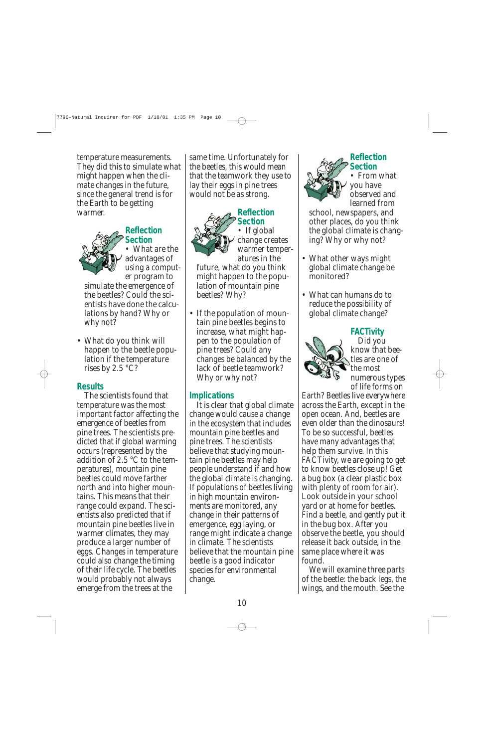temperature measurements. They did this to simulate what might happen when the climate changes in the future, since the general trend is for the Earth to be getting warmer.

### Reflection Section

- What are the advantages of using a computer program to simulate the emergence of the beetles? Could the scientists have done the calculations by hand? Why or why not?

- What do you think will happen to the beetle population if the temperature rises by 2.5 °C?

## Results

The scientists found that temperature was the most important factor affecting the emergence of beetles from pine trees. The scientists predicted that if global warming occurs (represented by the addition of 2.5 °C to the temperatures), mountain pine beetles could move farther north and into higher mountains. This means that their range could expand. The scientists also predicted that if mountain pine beetles live in warmer climates, they may produce a larger number of eggs. Changes in temperature could also change the timing of their life cycle. The beetles would probably not always emerge from the trees at the same time. Unfortunately for the beetles, this would mean that the teamwork they use to lay their eggs in pine trees would not be as strong.

### Reflection Section

- If global change creates warmer temperatures in the future, what do you think might happen to the population of mountain pine beetles? Why?

- If the population of mountain pine beetles begins to increase, what might happen to the population of pine trees? Could any changes be balanced by the lack of beetle teamwork? Why or why not?

## Implications

It is clear that global climate change would cause a change in the ecosystem that includes mountain pine beetles and pine trees. The scientists believe that studying mountain pine beetles may help people understand if and how the global climate is changing. If populations of beetles living in high mountain environments are monitored, any change in their patterns of emergence, egg laying, or range might indicate a change in climate. The scientists believe that the mountain pine beetle is a good indicator species for environmental change.

### Reflection Section

- From what you have observed and learned from school, newspapers, and other places, do you think the global climate is changing? Why or why not?

- What other ways might global climate change be monitored?

- What can humans do to reduce the possibility of global climate change?

### FACTivity

Did you know that beetles are one of the most numerous types of life forms on Earth? Beetles live everywhere across the Earth, except in the open ocean. And, beetles are even older than the dinosaurs! To be so successful, beetles have many advantages that help them survive. In this FACTivity, we are going to get to know beetles close up! Get a bug box (a clear plastic box with plenty of room for air). Look outside in your school yard or at home for beetles. Find a beetle, and gently put it in the bug box. After you observe the beetle, you should release it back outside, in the same place where it was found.

We will examine three parts of the beetle: the back legs, the wings, and the mouth. See the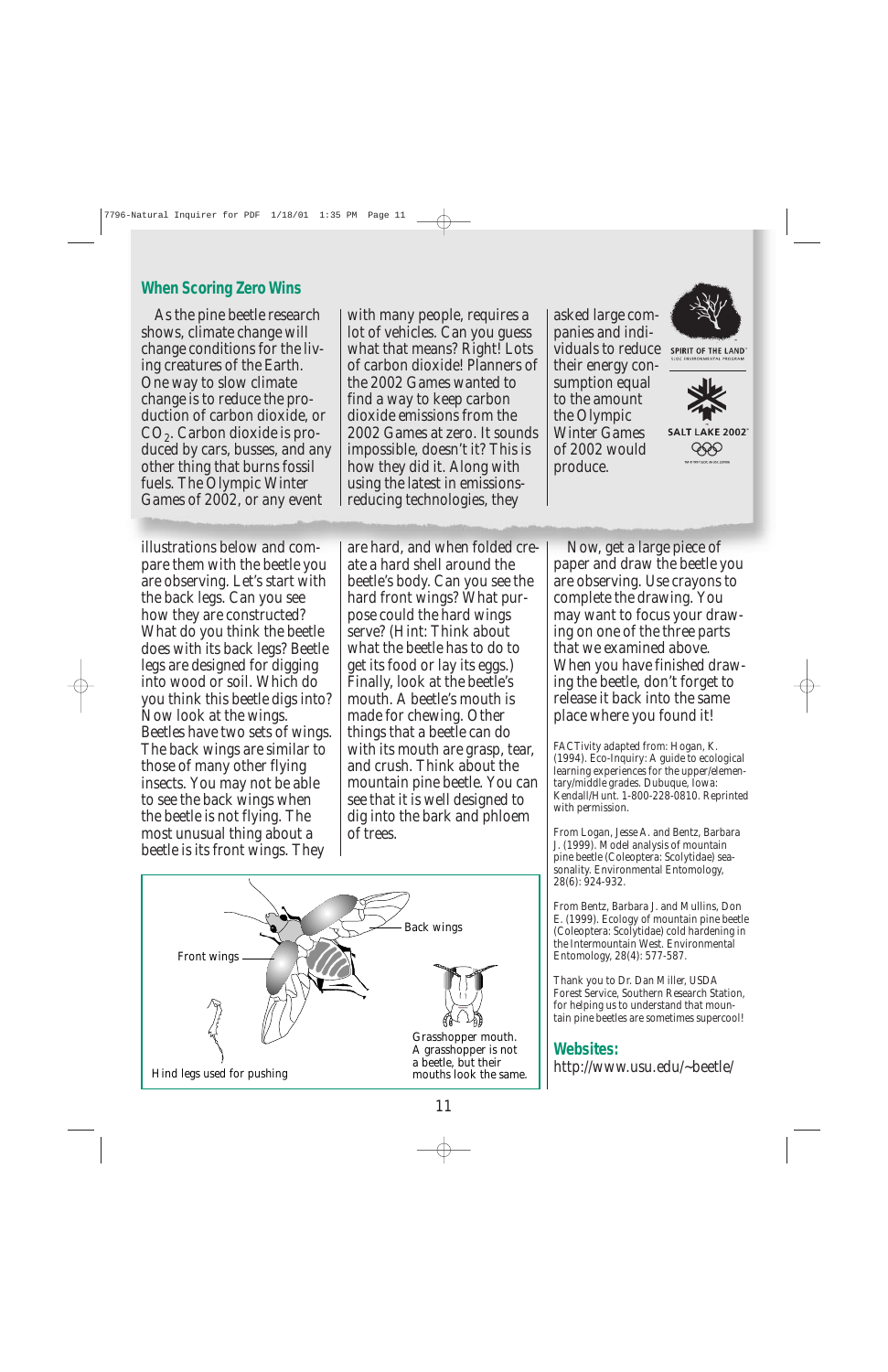## When Scoring Zero Wins

As the pine beetle research shows, climate change will change conditions for the living creatures of the Earth. One way to slow climate change is to reduce the production of carbon dioxide, or $CO_2$. Carbon dioxide is produced by cars, busses, and any other thing that burns fossil fuels. The Olympic Winter Games of 2002, or any event with many people, requires a lot of vehicles. Can you guess what that means? Right! Lots of carbon dioxide! Planners of the 2002 Games wanted to find a way to keep carbon dioxide emissions from the 2002 Games at zero. It sounds impossible, doesn't it? This is how they did it. Along with using the latest in emissions-reducing technologies, they asked large companies and individuals to reduce their energy consumption equal to the amount the Olympic Winter Games of 2002 would produce.

SPIRIT OF THE LAND
SLOC ENVIRONMENTAL PROGRAM

SALT LAKE 2002

illustrations below and compare them with the beetle you are observing. Let's start with the back legs. Can you see how they are constructed? What do you think the beetle does with its back legs? Beetle legs are designed for digging into wood or soil. Which do you think this beetle digs into? Now look at the wings. Beetles have two sets of wings. The back wings are similar to those of many other flying insects. You may not be able to see the back wings when the beetle is not flying. The most unusual thing about a beetle is its front wings. They are hard, and when folded create a hard shell around the beetle's body. Can you see the hard front wings? What purpose could the hard wings serve? (Hint: Think about what the beetle has to do to get its food or lay its eggs.) Finally, look at the beetle's mouth. A beetle's mouth is made for chewing. Other things that a beetle can do with its mouth are grasp, tear, and crush. Think about the mountain pine beetle. You can see that it is well designed to dig into the bark and phloem of trees.

Now, get a large piece of paper and draw the beetle you are observing. Use crayons to complete the drawing. You may want to focus your drawing on one of the three parts that we examined above. When you have finished drawing the beetle, don't forget to release it back into the same place where you found it!

Front wings

Back wings

Hind legs used for pushing

Grasshopper mouth. A grasshopper is not a beetle, but their mouths look the same.

FACTivity adapted from: Hogan, K. (1994). Eco-Inquiry: A guide to ecological learning experiences for the upper/elementary/middle grades. Dubuque, Iowa: Kendall/Hunt. 1-800-228-0810. Reprinted with permission.

From Logan, Jesse A. and Bentz, Barbara J. (1999). Model analysis of mountain pine beetle (Coleoptera: Scolytidae) seasonality. Environmental Entomology, 28(6): 924-932.

From Bentz, Barbara J. and Mullins, Don E. (1999). Ecology of mountain pine beetle (Coleoptera: Scolytidae) cold hardening in the Intermountain West. Environmental Entomology, 28(4): 577-587.

Thank you to Dr. Dan Miller, USDA Forest Service, Southern Research Station, for helping us to understand that mountain pine beetles are sometimes supercool!

## Websites:

http://www.usu.edu/~beetle/